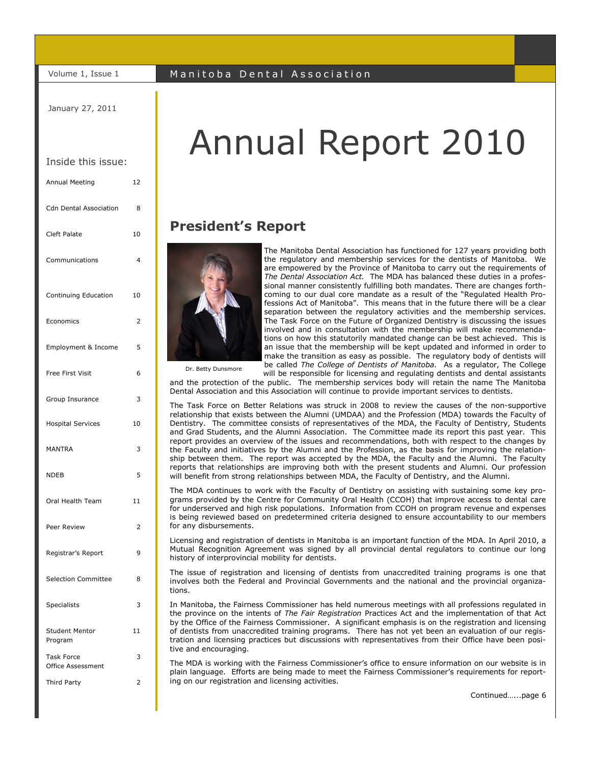Volume 1, Issue 1 — Manitoba Dental Association

January 27, 2011

# Annual Report 2010

Inside this issue:

| | |
|---|---|
| Annual Meeting | 12 |
| Cdn Dental Association | 8 |
| Cleft Palate | 10 |
| Communications | 4 |
| Continuing Education | 10 |
| Economics | 2 |
| Employment & Income | 5 |
| Free First Visit | 6 |
| Group Insurance | 3 |
| Hospital Services | 10 |
| MANTRA | 3 |
| NDEB | 5 |
| Oral Health Team | 11 |
| Peer Review | 2 |
| Registrar's Report | 9 |
| Selection Committee | 8 |
| Specialists | 3 |
| Student Mentor Program | 11 |
| Task Force Office Assessment | 3 |
| Third Party | 2 |

## President's Report

Dr. Betty Dunsmore

The Manitoba Dental Association has functioned for 127 years providing both the regulatory and membership services for the dentists of Manitoba. We are empowered by the Province of Manitoba to carry out the requirements of *The Dental Association Act.* The MDA has balanced these duties in a professional manner consistently fulfilling both mandates. There are changes forthcoming to our dual core mandate as a result of the "Regulated Health Professions Act of Manitoba". This means that in the future there will be a clear separation between the regulatory activities and the membership services. The Task Force on the Future of Organized Dentistry is discussing the issues involved and in consultation with the membership will make recommendations on how this statutorily mandated change can be best achieved. This is an issue that the membership will be kept updated and informed in order to make the transition as easy as possible. The regulatory body of dentists will be called *The College of Dentists of Manitoba.* As a regulator, The College will be responsible for licensing and regulating dentists and dental assistants and the protection of the public. The membership services body will retain the name The Manitoba Dental Association and this Association will continue to provide important services to dentists.

The Task Force on Better Relations was struck in 2008 to review the causes of the non-supportive relationship that exists between the Alumni (UMDAA) and the Profession (MDA) towards the Faculty of Dentistry. The committee consists of representatives of the MDA, the Faculty of Dentistry, Students and Grad Students, and the Alumni Association. The Committee made its report this past year. This report provides an overview of the issues and recommendations, both with respect to the changes by the Faculty and initiatives by the Alumni and the Profession, as the basis for improving the relationship between them. The report was accepted by the MDA, the Faculty and the Alumni. The Faculty reports that relationships are improving both with the present students and Alumni. Our profession will benefit from strong relationships between MDA, the Faculty of Dentistry, and the Alumni.

The MDA continues to work with the Faculty of Dentistry on assisting with sustaining some key programs provided by the Centre for Community Oral Health (CCOH) that improve access to dental care for underserved and high risk populations. Information from CCOH on program revenue and expenses is being reviewed based on predetermined criteria designed to ensure accountability to our members for any disbursements.

Licensing and registration of dentists in Manitoba is an important function of the MDA. In April 2010, a Mutual Recognition Agreement was signed by all provincial dental regulators to continue our long history of interprovincial mobility for dentists.

The issue of registration and licensing of dentists from unaccredited training programs is one that involves both the Federal and Provincial Governments and the national and the provincial organizations.

In Manitoba, the Fairness Commissioner has held numerous meetings with all professions regulated in the province on the intents of *The Fair Registration* Practices Act and the implementation of that Act by the Office of the Fairness Commissioner. A significant emphasis is on the registration and licensing of dentists from unaccredited training programs. There has not yet been an evaluation of our registration and licensing practices but discussions with representatives from their Office have been positive and encouraging.

The MDA is working with the Fairness Commissioner's office to ensure information on our website is in plain language. Efforts are being made to meet the Fairness Commissioner's requirements for reporting on our registration and licensing activities.

Continued…...page 6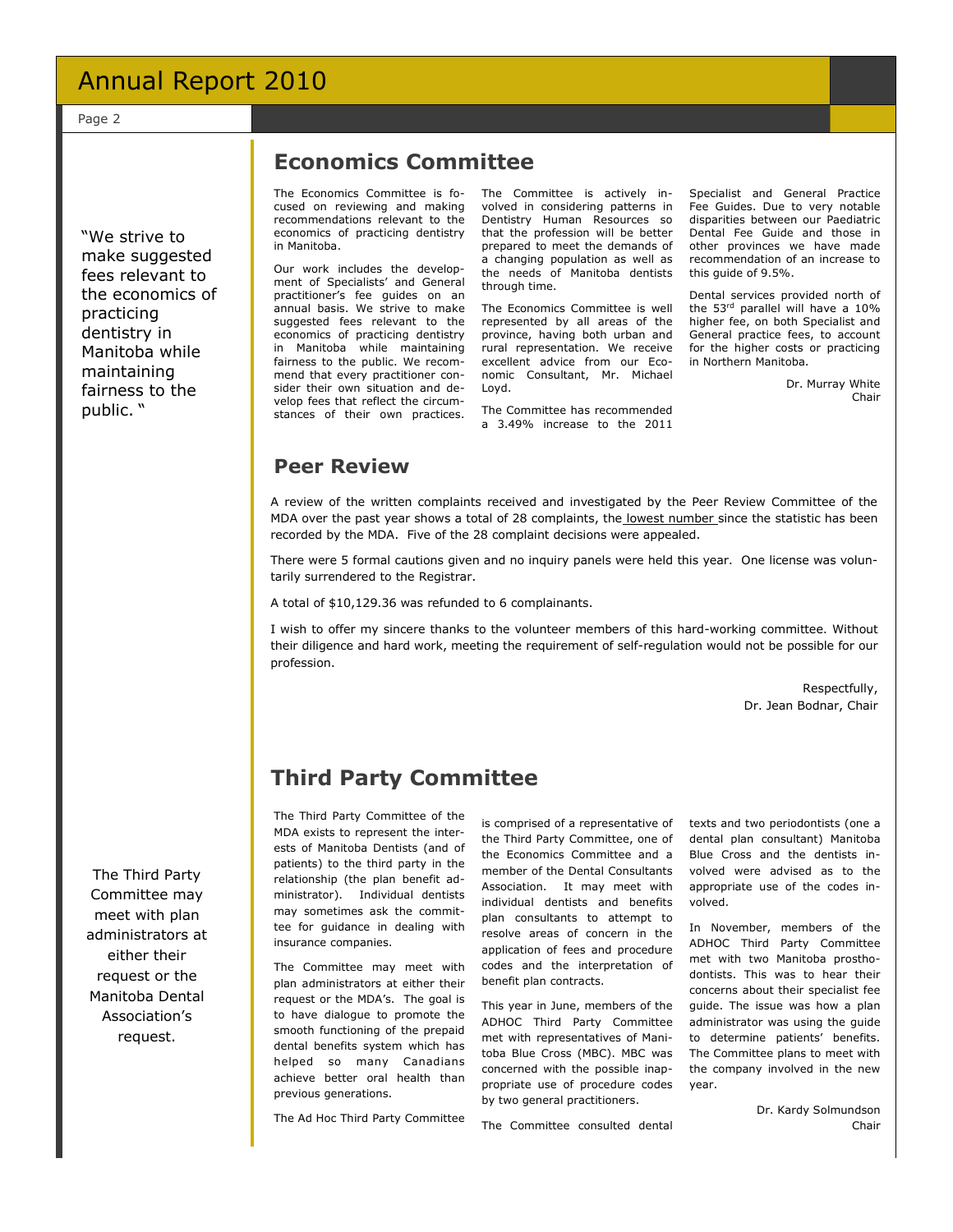## Economics Committee

"We strive to make suggested fees relevant to the economics of practicing dentistry in Manitoba while maintaining fairness to the public. "

The Economics Committee is focused on reviewing and making recommendations relevant to the economics of practicing dentistry in Manitoba.

Our work includes the development of Specialists' and General practitioner's fee guides on an annual basis. We strive to make suggested fees relevant to the economics of practicing dentistry in Manitoba while maintaining fairness to the public. We recommend that every practitioner consider their own situation and develop fees that reflect the circumstances of their own practices.

The Committee is actively involved in considering patterns in Dentistry Human Resources so that the profession will be better prepared to meet the demands of a changing population as well as the needs of Manitoba dentists through time.

The Economics Committee is well represented by all areas of the province, having both urban and rural representation. We receive excellent advice from our Economic Consultant, Mr. Michael Loyd.

The Committee has recommended a 3.49% increase to the 2011 Specialist and General Practice Fee Guides. Due to very notable disparities between our Paediatric Dental Fee Guide and those in other provinces we have made recommendation of an increase to this guide of 9.5%.

Dental services provided north of the 53rd parallel will have a 10% higher fee, on both Specialist and General practice fees, to account for the higher costs or practicing in Northern Manitoba.

Dr. Murray White
Chair

## Peer Review

A review of the written complaints received and investigated by the Peer Review Committee of the MDA over the past year shows a total of 28 complaints, the lowest number since the statistic has been recorded by the MDA. Five of the 28 complaint decisions were appealed.

There were 5 formal cautions given and no inquiry panels were held this year. One license was voluntarily surrendered to the Registrar.

A total of $10,129.36 was refunded to 6 complainants.

I wish to offer my sincere thanks to the volunteer members of this hard-working committee. Without their diligence and hard work, meeting the requirement of self-regulation would not be possible for our profession.

Respectfully,
Dr. Jean Bodnar, Chair

## Third Party Committee

The Third Party Committee may meet with plan administrators at either their request or the Manitoba Dental Association's request.

The Third Party Committee of the MDA exists to represent the interests of Manitoba Dentists (and of patients) to the third party in the relationship (the plan benefit administrator). Individual dentists may sometimes ask the committee for guidance in dealing with insurance companies.

The Committee may meet with plan administrators at either their request or the MDA's. The goal is to have dialogue to promote the smooth functioning of the prepaid dental benefits system which has helped so many Canadians achieve better oral health than previous generations.

The Ad Hoc Third Party Committee is comprised of a representative of the Third Party Committee, one of the Economics Committee and a member of the Dental Consultants Association. It may meet with individual dentists and benefits plan consultants to attempt to resolve areas of concern in the application of fees and procedure codes and the interpretation of benefit plan contracts.

This year in June, members of the ADHOC Third Party Committee met with representatives of Manitoba Blue Cross (MBC). MBC was concerned with the possible inappropriate use of procedure codes by two general practitioners.

The Committee consulted dental texts and two periodontists (one a dental plan consultant) Manitoba Blue Cross and the dentists involved were advised as to the appropriate use of the codes involved.

In November, members of the ADHOC Third Party Committee met with two Manitoba prosthodontists. This was to hear their concerns about their specialist fee guide. The issue was how a plan administrator was using the guide to determine patients' benefits. The Committee plans to meet with the company involved in the new year.

Dr. Kardy Solmundson
Chair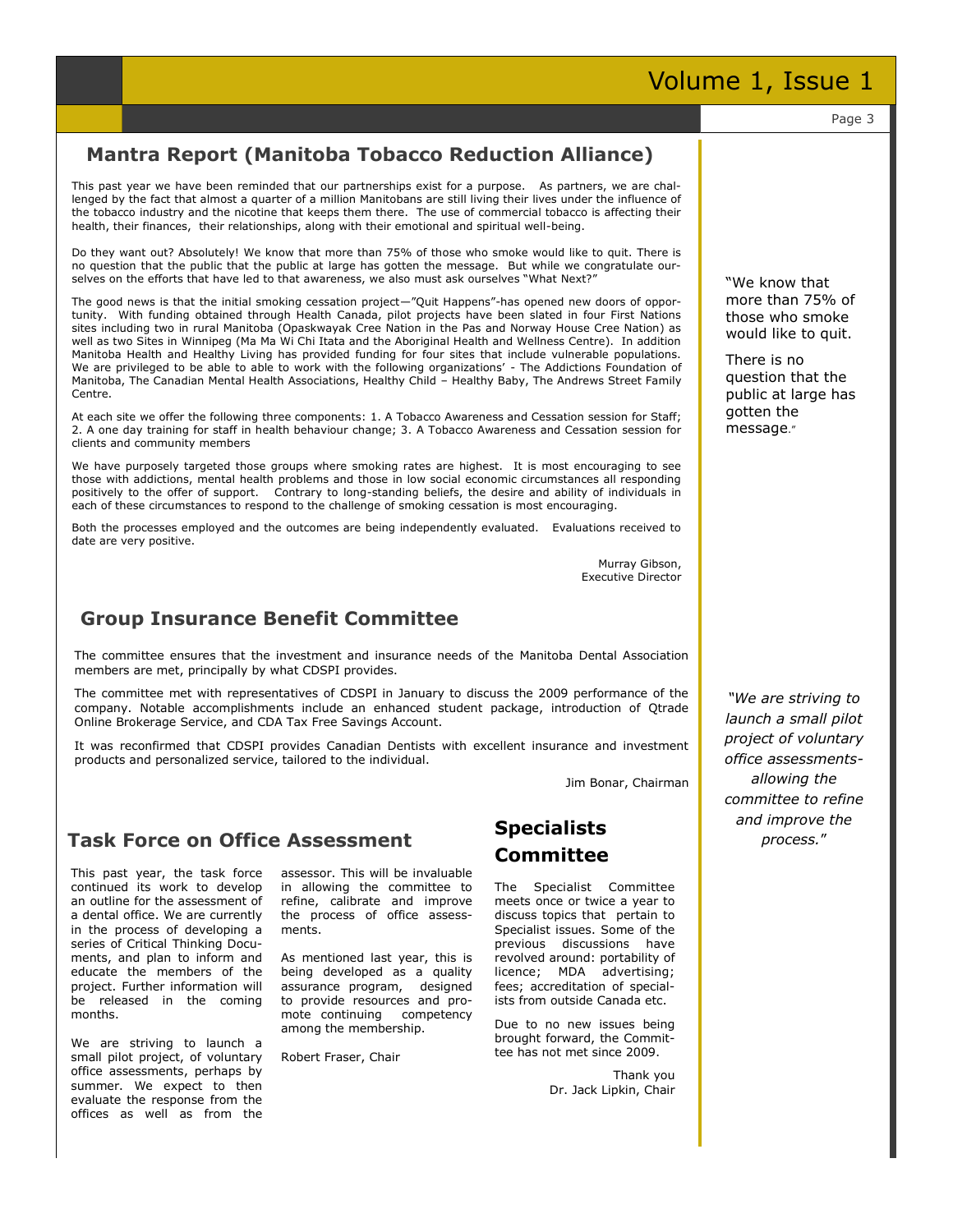## Mantra Report (Manitoba Tobacco Reduction Alliance)

This past year we have been reminded that our partnerships exist for a purpose. As partners, we are challenged by the fact that almost a quarter of a million Manitobans are still living their lives under the influence of the tobacco industry and the nicotine that keeps them there. The use of commercial tobacco is affecting their health, their finances, their relationships, along with their emotional and spiritual well-being.

Do they want out? Absolutely! We know that more than 75% of those who smoke would like to quit. There is no question that the public that the public at large has gotten the message. But while we congratulate ourselves on the efforts that have led to that awareness, we also must ask ourselves "What Next?"

The good news is that the initial smoking cessation project—"Quit Happens"-has opened new doors of opportunity. With funding obtained through Health Canada, pilot projects have been slated in four First Nations sites including two in rural Manitoba (Opaskwayak Cree Nation in the Pas and Norway House Cree Nation) as well as two Sites in Winnipeg (Ma Ma Wi Chi Itata and the Aboriginal Health and Wellness Centre). In addition Manitoba Health and Healthy Living has provided funding for four sites that include vulnerable populations. We are privileged to be able to able to work with the following organizations' - The Addictions Foundation of Manitoba, The Canadian Mental Health Associations, Healthy Child – Healthy Baby, The Andrews Street Family Centre.

At each site we offer the following three components: 1. A Tobacco Awareness and Cessation session for Staff; 2. A one day training for staff in health behaviour change; 3. A Tobacco Awareness and Cessation session for clients and community members

We have purposely targeted those groups where smoking rates are highest. It is most encouraging to see those with addictions, mental health problems and those in low social economic circumstances all responding positively to the offer of support. Contrary to long-standing beliefs, the desire and ability of individuals in each of these circumstances to respond to the challenge of smoking cessation is most encouraging.

Both the processes employed and the outcomes are being independently evaluated. Evaluations received to date are very positive.

Murray Gibson,
Executive Director

"We know that more than 75% of those who smoke would like to quit.

There is no question that the public at large has gotten the message."

## Group Insurance Benefit Committee

The committee ensures that the investment and insurance needs of the Manitoba Dental Association members are met, principally by what CDSPI provides.

The committee met with representatives of CDSPI in January to discuss the 2009 performance of the company. Notable accomplishments include an enhanced student package, introduction of Qtrade Online Brokerage Service, and CDA Tax Free Savings Account.

It was reconfirmed that CDSPI provides Canadian Dentists with excellent insurance and investment products and personalized service, tailored to the individual.

Jim Bonar, Chairman

*"We are striving to launch a small pilot project of voluntary office assessments- allowing the committee to refine and improve the process."*

## Task Force on Office Assessment

This past year, the task force continued its work to develop an outline for the assessment of a dental office. We are currently in the process of developing a series of Critical Thinking Documents, and plan to inform and educate the members of the project. Further information will be released in the coming months.

We are striving to launch a small pilot project, of voluntary office assessments, perhaps by summer. We expect to then evaluate the response from the offices as well as from the assessor. This will be invaluable in allowing the committee to refine, calibrate and improve the process of office assessments.

As mentioned last year, this is being developed as a quality assurance program, designed to provide resources and promote continuing competency among the membership.

Robert Fraser, Chair

## Specialists Committee

The Specialist Committee meets once or twice a year to discuss topics that pertain to Specialist issues. Some of the previous discussions have revolved around: portability of licence; MDA advertising; fees; accreditation of specialists from outside Canada etc.

Due to no new issues being brought forward, the Committee has not met since 2009.

Thank you
Dr. Jack Lipkin, Chair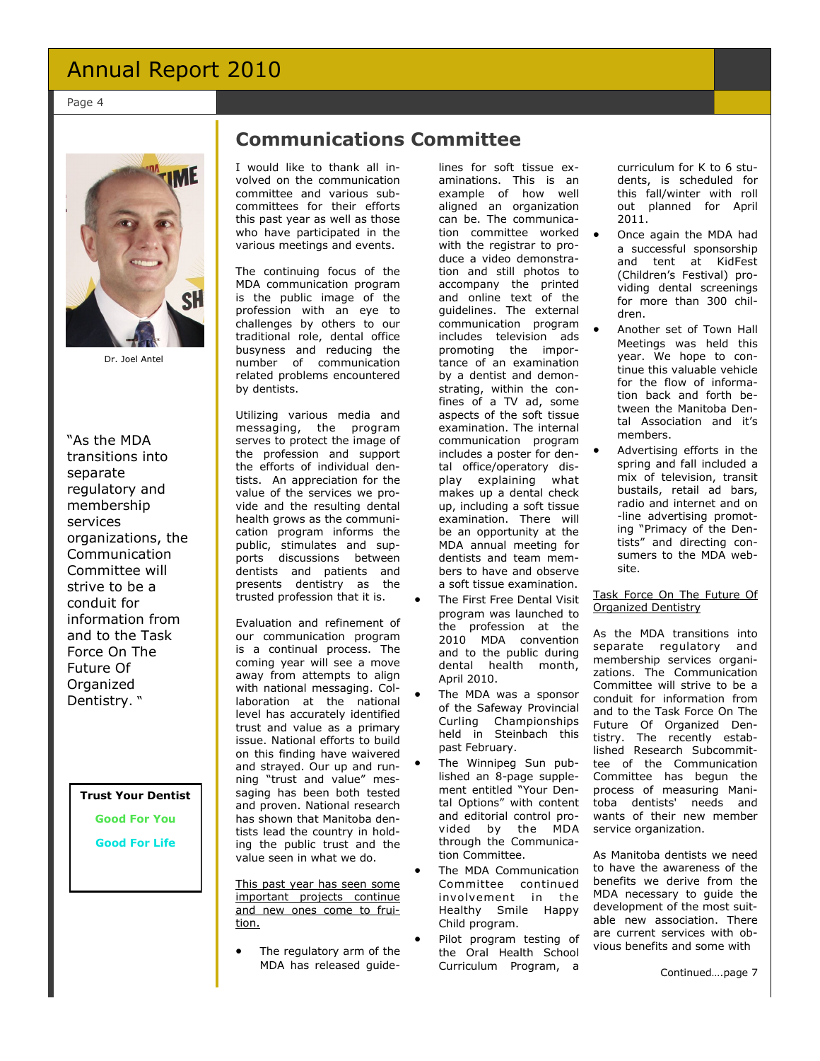## Communications Committee

Dr. Joel Antel

"As the MDA transitions into separate regulatory and membership services organizations, the Communication Committee will strive to be a conduit for information from and to the Task Force On The Future Of Organized Dentistry. "

**Trust Your Dentist**

**Good For You**

**Good For Life**

I would like to thank all involved on the communication committee and various subcommittees for their efforts this past year as well as those who have participated in the various meetings and events.

The continuing focus of the MDA communication program is the public image of the profession with an eye to challenges by others to our traditional role, dental office busyness and reducing the number of communication related problems encountered by dentists.

Utilizing various media and messaging, the program serves to protect the image of the profession and support the efforts of individual dentists. An appreciation for the value of the services we provide and the resulting dental health grows as the communication program informs the public, stimulates and supports discussions between dentists and patients and presents dentistry as the trusted profession that it is.

Evaluation and refinement of our communication program is a continual process. The coming year will see a move away from attempts to align with national messaging. Collaboration at the national level has accurately identified trust and value as a primary issue. National efforts to build on this finding have waivered and strayed. Our up and running "trust and value" messaging has been both tested and proven. National research has shown that Manitoba dentists lead the country in holding the public trust and the value seen in what we do.

This past year has seen some important projects continue and new ones come to fruition.

- The regulatory arm of the MDA has released guidelines for soft tissue examinations. This is an example of how well aligned an organization can be. The communication committee worked with the registrar to produce a video demonstration and still photos to accompany the printed and online text of the guidelines. The external communication program includes television ads promoting the importance of an examination by a dentist and demonstrating, within the confines of a TV ad, some aspects of the soft tissue examination. The internal communication program includes a poster for dental office/operatory display explaining what makes up a dental check up, including a soft tissue examination. There will be an opportunity at the MDA annual meeting for dentists and team members to have and observe a soft tissue examination.
- The First Free Dental Visit program was launched to the profession at the 2010 MDA convention and to the public during dental health month, April 2010.
- The MDA was a sponsor of the Safeway Provincial Curling Championships held in Steinbach this past February.
- The Winnipeg Sun published an 8-page supplement entitled "Your Dental Options" with content and editorial control provided by the MDA through the Communication Committee.
- The MDA Communication Committee continued involvement in the Healthy Smile Happy Child program.
- Pilot program testing of the Oral Health School Curriculum Program, a curriculum for K to 6 students, is scheduled for this fall/winter with roll out planned for April 2011.
- Once again the MDA had a successful sponsorship and tent at KidFest (Children's Festival) providing dental screenings for more than 300 children.
- Another set of Town Hall Meetings was held this year. We hope to continue this valuable vehicle for the flow of information back and forth between the Manitoba Dental Association and it's members.
- Advertising efforts in the spring and fall included a mix of television, transit bustails, retail ad bars, radio and internet and on-line advertising promoting "Primacy of the Dentists" and directing consumers to the MDA website.

Task Force On The Future Of Organized Dentistry

As the MDA transitions into separate regulatory and membership services organizations. The Communication Committee will strive to be a conduit for information from and to the Task Force On The Future Of Organized Dentistry. The recently established Research Subcommittee of the Communication Committee has begun the process of measuring Manitoba dentists' needs and wants of their new member service organization.

As Manitoba dentists we need to have the awareness of the benefits we derive from the MDA necessary to guide the development of the most suitable new association. There are current services with obvious benefits and some with

Continued….page 7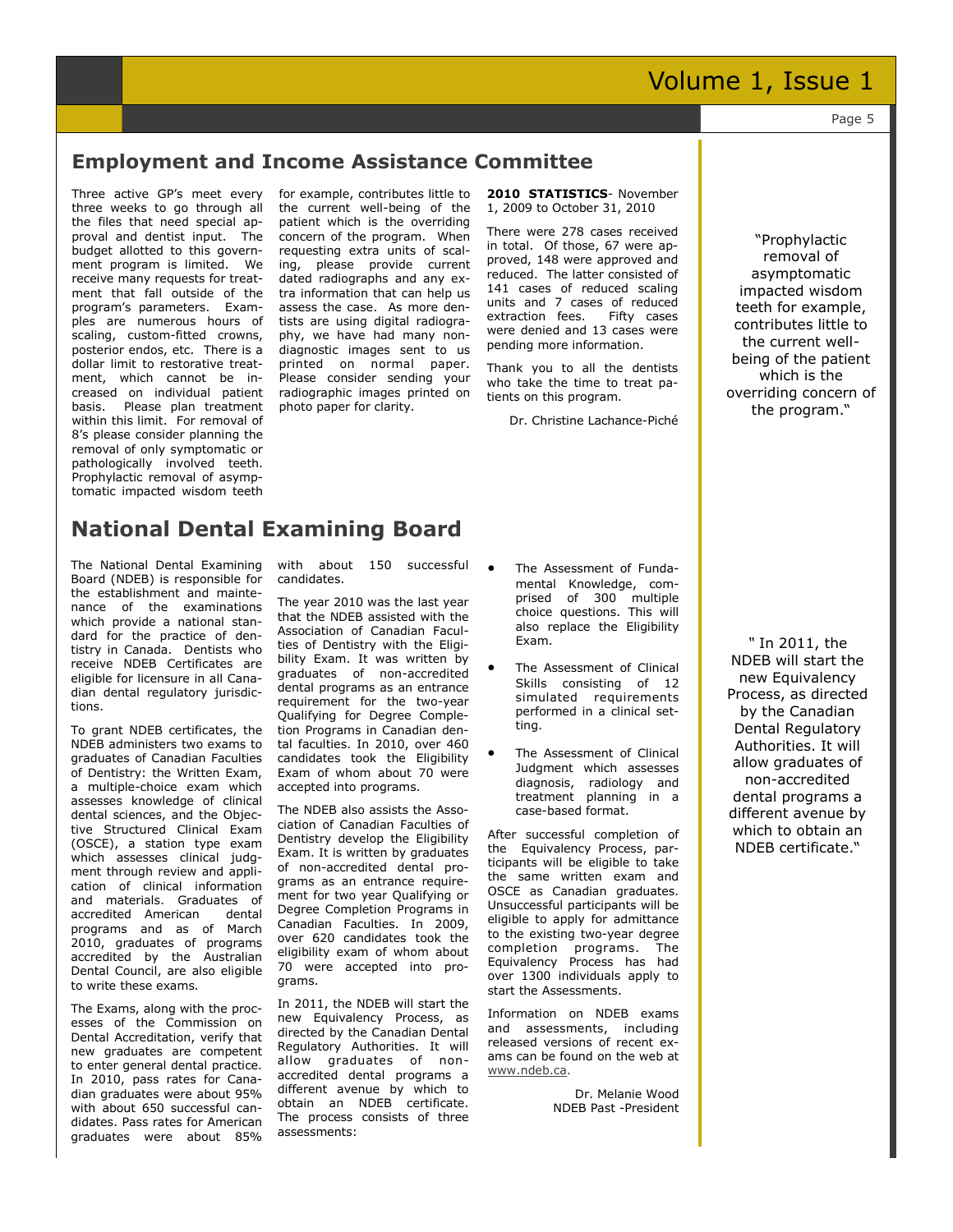## Employment and Income Assistance Committee

Three active GP's meet every three weeks to go through all the files that need special approval and dentist input. The budget allotted to this government program is limited. We receive many requests for treatment that fall outside of the program's parameters. Examples are numerous hours of scaling, custom-fitted crowns, posterior endos, etc. There is a dollar limit to restorative treatment, which cannot be increased on individual patient basis. Please plan treatment within this limit. For removal of 8's please consider planning the removal of only symptomatic or pathologically involved teeth. Prophylactic removal of asymptomatic impacted wisdom teeth for example, contributes little to the current well-being of the patient which is the overriding concern of the program. When requesting extra units of scaling, please provide current dated radiographs and any extra information that can help us assess the case. As more dentists are using digital radiography, we have had many non-diagnostic images sent to us printed on normal paper. Please consider sending your radiographic images printed on photo paper for clarity.

**2010 STATISTICS**- November 1, 2009 to October 31, 2010

There were 278 cases received in total. Of those, 67 were approved, 148 were approved and reduced. The latter consisted of 141 cases of reduced scaling units and 7 cases of reduced extraction fees. Fifty cases were denied and 13 cases were pending more information.

Thank you to all the dentists who take the time to treat patients on this program.

Dr. Christine Lachance-Piché

"Prophylactic removal of asymptomatic impacted wisdom teeth for example, contributes little to the current well-being of the patient which is the overriding concern of the program."

## National Dental Examining Board

The National Dental Examining Board (NDEB) is responsible for the establishment and maintenance of the examinations which provide a national standard for the practice of dentistry in Canada. Dentists who receive NDEB Certificates are eligible for licensure in all Canadian dental regulatory jurisdictions.

To grant NDEB certificates, the NDEB administers two exams to graduates of Canadian Faculties of Dentistry: the Written Exam, a multiple-choice exam which assesses knowledge of clinical dental sciences, and the Objective Structured Clinical Exam (OSCE), a station type exam which assesses clinical judgment through review and application of clinical information and materials. Graduates of accredited American dental programs and as of March 2010, graduates of programs accredited by the Australian Dental Council, are also eligible to write these exams.

The Exams, along with the processes of the Commission on Dental Accreditation, verify that new graduates are competent to enter general dental practice. In 2010, pass rates for Canadian graduates were about 95% with about 650 successful candidates. Pass rates for American graduates were about 85% with about 150 successful candidates.

The year 2010 was the last year that the NDEB assisted with the Association of Canadian Faculties of Dentistry with the Eligibility Exam. It was written by graduates of non-accredited dental programs as an entrance requirement for the two-year Qualifying for Degree Completion Programs in Canadian dental faculties. In 2010, over 460 candidates took the Eligibility Exam of whom about 70 were accepted into programs.

The NDEB also assists the Association of Canadian Faculties of Dentistry develop the Eligibility Exam. It is written by graduates of non-accredited dental programs as an entrance requirement for two year Qualifying or Degree Completion Programs in Canadian Faculties. In 2009, over 620 candidates took the eligibility exam of whom about 70 were accepted into programs.

In 2011, the NDEB will start the new Equivalency Process, as directed by the Canadian Dental Regulatory Authorities. It will allow graduates of non-accredited dental programs a different avenue by which to obtain an NDEB certificate. The process consists of three assessments:

- The Assessment of Fundamental Knowledge, comprised of 300 multiple choice questions. This will also replace the Eligibility Exam.
- The Assessment of Clinical Skills consisting of 12 simulated requirements performed in a clinical setting.
- The Assessment of Clinical Judgment which assesses diagnosis, radiology and treatment planning in a case-based format.

After successful completion of the Equivalency Process, participants will be eligible to take the same written exam and OSCE as Canadian graduates. Unsuccessful participants will be eligible to apply for admittance to the existing two-year degree completion programs. The Equivalency Process has had over 1300 individuals apply to start the Assessments.

Information on NDEB exams and assessments, including released versions of recent exams can be found on the web at www.ndeb.ca.

Dr. Melanie Wood
NDEB Past -President

" In 2011, the NDEB will start the new Equivalency Process, as directed by the Canadian Dental Regulatory Authorities. It will allow graduates of non-accredited dental programs a different avenue by which to obtain an NDEB certificate."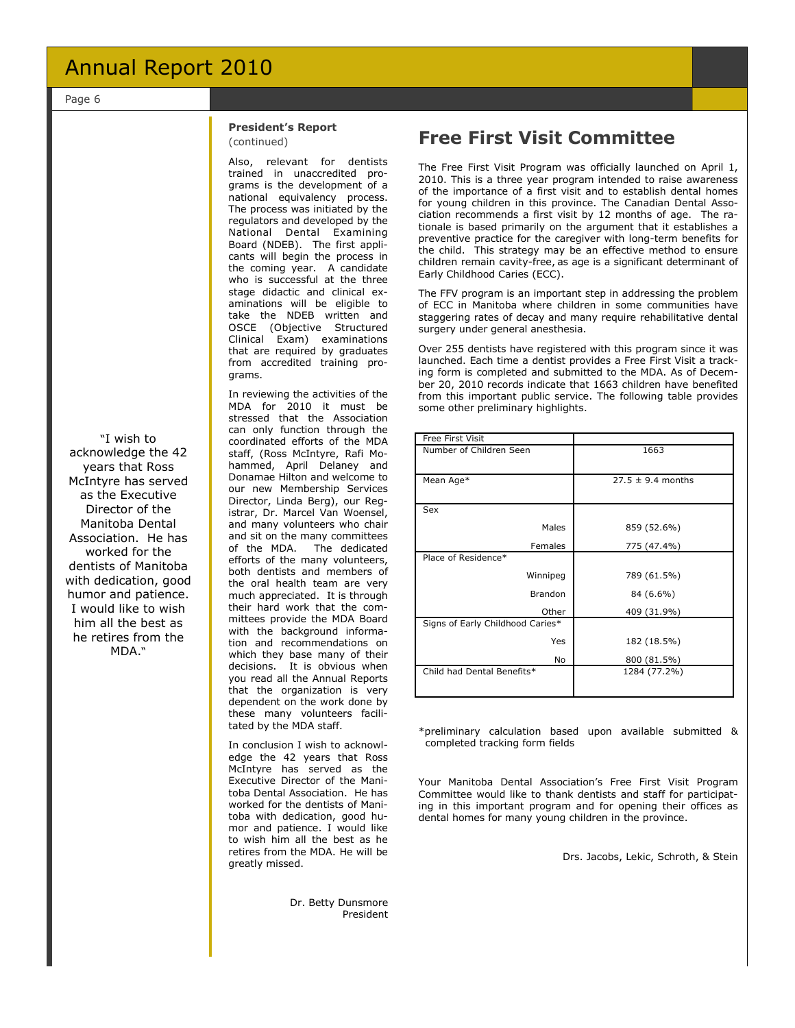"I wish to acknowledge the 42 years that Ross McIntyre has served as the Executive Director of the Manitoba Dental Association. He has worked for the dentists of Manitoba with dedication, good humor and patience. I would like to wish him all the best as he retires from the MDA."

**President's Report**
(continued)

Also, relevant for dentists trained in unaccredited programs is the development of a national equivalency process. The process was initiated by the regulators and developed by the National Dental Examining Board (NDEB). The first applicants will begin the process in the coming year. A candidate who is successful at the three stage didactic and clinical examinations will be eligible to take the NDEB written and OSCE (Objective Structured Clinical Exam) examinations that are required by graduates from accredited training programs.

In reviewing the activities of the MDA for 2010 it must be stressed that the Association can only function through the coordinated efforts of the MDA staff, (Ross McIntyre, Rafi Mohammed, April Delaney and Donamae Hilton and welcome to our new Membership Services Director, Linda Berg), our Registrar, Dr. Marcel Van Woensel, and many volunteers who chair and sit on the many committees of the MDA. The dedicated efforts of the many volunteers, both dentists and members of the oral health team are very much appreciated. It is through their hard work that the committees provide the MDA Board with the background information and recommendations on which they base many of their decisions. It is obvious when you read all the Annual Reports that the organization is very dependent on the work done by these many volunteers facilitated by the MDA staff.

In conclusion I wish to acknowledge the 42 years that Ross McIntyre has served as the Executive Director of the Manitoba Dental Association. He has worked for the dentists of Manitoba with dedication, good humor and patience. I would like to wish him all the best as he retires from the MDA. He will be greatly missed.

Dr. Betty Dunsmore
President

# Free First Visit Committee

The Free First Visit Program was officially launched on April 1, 2010. This is a three year program intended to raise awareness of the importance of a first visit and to establish dental homes for young children in this province. The Canadian Dental Association recommends a first visit by 12 months of age. The rationale is based primarily on the argument that it establishes a preventive practice for the caregiver with long-term benefits for the child. This strategy may be an effective method to ensure children remain cavity-free, as age is a significant determinant of Early Childhood Caries (ECC).

The FFV program is an important step in addressing the problem of ECC in Manitoba where children in some communities have staggering rates of decay and many require rehabilitative dental surgery under general anesthesia.

Over 255 dentists have registered with this program since it was launched. Each time a dentist provides a Free First Visit a tracking form is completed and submitted to the MDA. As of December 20, 2010 records indicate that 1663 children have benefited from this important public service. The following table provides some other preliminary highlights.

| Free First Visit | |
|---|---|
| Number of Children Seen | 1663 |
| Mean Age* | 27.5 ± 9.4 months |
| Sex | |
| Males | 859 (52.6%) |
| Females | 775 (47.4%) |
| Place of Residence* | |
| Winnipeg | 789 (61.5%) |
| Brandon | 84 (6.6%) |
| Other | 409 (31.9%) |
| Signs of Early Childhood Caries* | |
| Yes | 182 (18.5%) |
| No | 800 (81.5%) |
| Child had Dental Benefits* | 1284 (77.2%) |

*preliminary calculation based upon available submitted & completed tracking form fields

Your Manitoba Dental Association's Free First Visit Program Committee would like to thank dentists and staff for participating in this important program and for opening their offices as dental homes for many young children in the province.

Drs. Jacobs, Lekic, Schroth, & Stein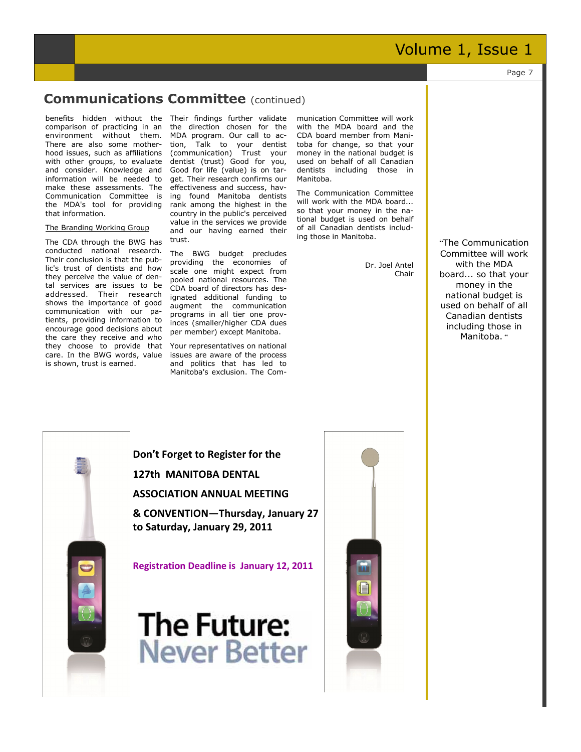## Communications Committee (continued)

benefits hidden without the comparison of practicing in an environment without them. There are also some motherhood issues, such as affiliations with other groups, to evaluate and consider. Knowledge and information will be needed to make these assessments. The Communication Committee is the MDA's tool for providing that information.

The Branding Working Group

The CDA through the BWG has conducted national research. Their conclusion is that the public's trust of dentists and how they perceive the value of dental services are issues to be addressed. Their research shows the importance of good communication with our patients, providing information to encourage good decisions about the care they receive and who they choose to provide that care. In the BWG words, value is shown, trust is earned.

Their findings further validate the direction chosen for the MDA program. Our call to action, Talk to your dentist (communication) Trust your dentist (trust) Good for you, Good for life (value) is on target. Their research confirms our effectiveness and success, having found Manitoba dentists rank among the highest in the country in the public's perceived value in the services we provide and our having earned their trust.

The BWG budget precludes providing the economies of scale one might expect from pooled national resources. The CDA board of directors has designated additional funding to augment the communication programs in all tier one provinces (smaller/higher CDA dues per member) except Manitoba.

Your representatives on national issues are aware of the process and politics that has led to Manitoba's exclusion. The Communication Committee will work with the MDA board and the CDA board member from Manitoba for change, so that your money in the national budget is used on behalf of all Canadian dentists including those in Manitoba.

The Communication Committee will work with the MDA board... so that your money in the national budget is used on behalf of all Canadian dentists including those in Manitoba.

Dr. Joel Antel
Chair

"The Communication Committee will work with the MDA board... so that your money in the national budget is used on behalf of all Canadian dentists including those in Manitoba."

**Don't Forget to Register for the 127th MANITOBA DENTAL ASSOCIATION ANNUAL MEETING & CONVENTION—Thursday, January 27 to Saturday, January 29, 2011**

**Registration Deadline is January 12, 2011**

**The Future: Never Better**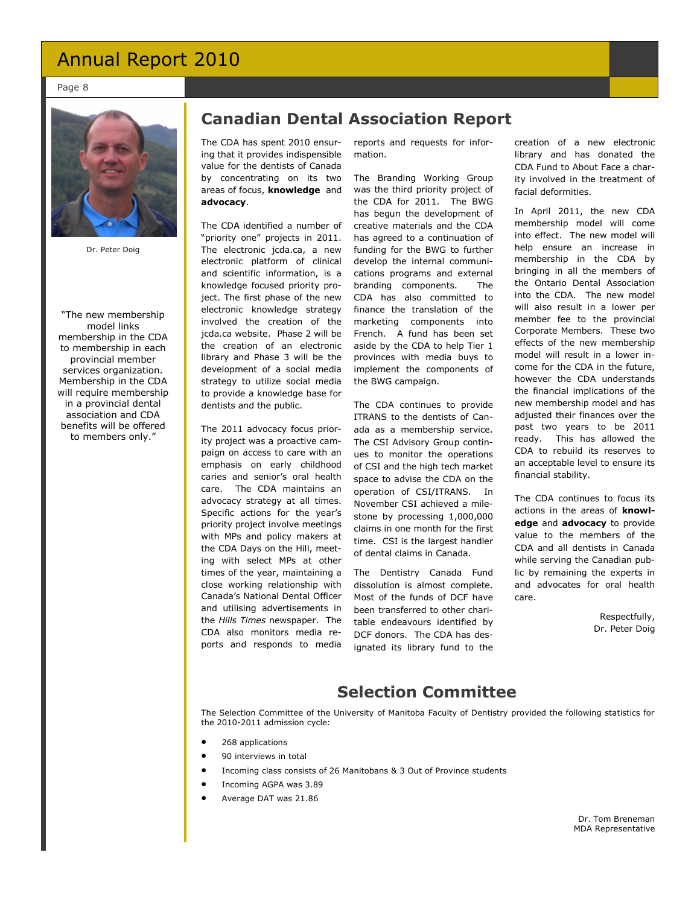## Canadian Dental Association Report

Dr. Peter Doig

"The new membership model links membership in the CDA to membership in each provincial member services organization. Membership in the CDA will require membership in a provincial dental association and CDA benefits will be offered to members only."

The CDA has spent 2010 ensuring that it provides indispensible value for the dentists of Canada by concentrating on its two areas of focus, **knowledge** and **advocacy**.

The CDA identified a number of "priority one" projects in 2011. The electronic jcda.ca, a new electronic platform of clinical and scientific information, is a knowledge focused priority project. The first phase of the new electronic knowledge strategy involved the creation of the jcda.ca website. Phase 2 will be the creation of an electronic library and Phase 3 will be the development of a social media strategy to utilize social media to provide a knowledge base for dentists and the public.

The 2011 advocacy focus priority project was a proactive campaign on access to care with an emphasis on early childhood caries and senior's oral health care. The CDA maintains an advocacy strategy at all times. Specific actions for the year's priority project involve meetings with MPs and policy makers at the CDA Days on the Hill, meeting with select MPs at other times of the year, maintaining a close working relationship with Canada's National Dental Officer and utilising advertisements in the *Hills Times* newspaper. The CDA also monitors media reports and responds to media reports and requests for information.

The Branding Working Group was the third priority project of the CDA for 2011. The BWG has begun the development of creative materials and the CDA has agreed to a continuation of funding for the BWG to further develop the internal communications programs and external branding components. The CDA has also committed to finance the translation of the marketing components into French. A fund has been set aside by the CDA to help Tier 1 provinces with media buys to implement the components of the BWG campaign.

The CDA continues to provide ITRANS to the dentists of Canada as a membership service. The CSI Advisory Group continues to monitor the operations of CSI and the high tech market space to advise the CDA on the operation of CSI/ITRANS. In November CSI achieved a milestone by processing 1,000,000 claims in one month for the first time. CSI is the largest handler of dental claims in Canada.

The Dentistry Canada Fund dissolution is almost complete. Most of the funds of DCF have been transferred to other charitable endeavours identified by DCF donors. The CDA has designated its library fund to the creation of a new electronic library and has donated the CDA Fund to About Face a charity involved in the treatment of facial deformities.

In April 2011, the new CDA membership model will come into effect. The new model will help ensure an increase in membership in the CDA by bringing in all the members of the Ontario Dental Association into the CDA. The new model will also result in a lower per member fee to the provincial Corporate Members. These two effects of the new membership model will result in a lower income for the CDA in the future, however the CDA understands the financial implications of the new membership model and has adjusted their finances over the past two years to be 2011 ready. This has allowed the CDA to rebuild its reserves to an acceptable level to ensure its financial stability.

The CDA continues to focus its actions in the areas of **knowledge** and **advocacy** to provide value to the members of the CDA and all dentists in Canada while serving the Canadian public by remaining the experts in and advocates for oral health care.

Respectfully,
Dr. Peter Doig

## Selection Committee

The Selection Committee of the University of Manitoba Faculty of Dentistry provided the following statistics for the 2010-2011 admission cycle:

- 268 applications
- 90 interviews in total
- Incoming class consists of 26 Manitobans & 3 Out of Province students
- Incoming AGPA was 3.89
- Average DAT was 21.86

Dr. Tom Breneman
MDA Representative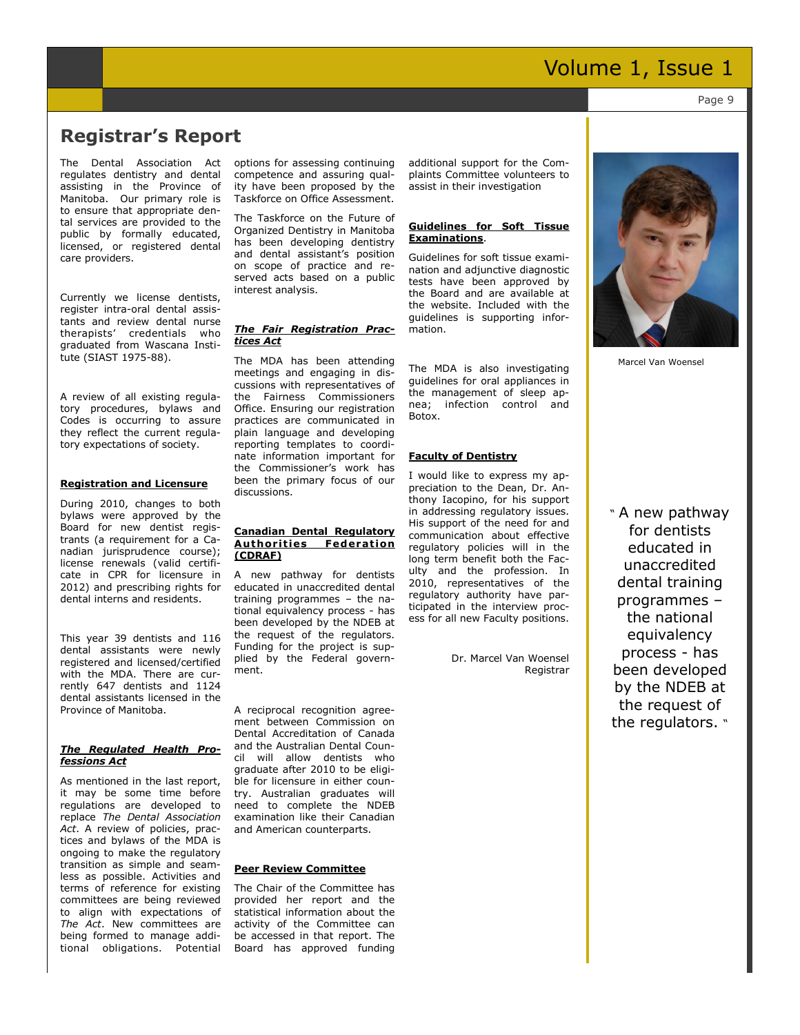## Registrar's Report

The Dental Association Act regulates dentistry and dental assisting in the Province of Manitoba. Our primary role is to ensure that appropriate dental services are provided to the public by formally educated, licensed, or registered dental care providers.

Currently we license dentists, register intra-oral dental assistants and review dental nurse therapists' credentials who graduated from Wascana Institute (SIAST 1975-88).

A review of all existing regulatory procedures, bylaws and Codes is occurring to assure they reflect the current regulatory expectations of society.

**Registration and Licensure**

During 2010, changes to both bylaws were approved by the Board for new dentist registrants (a requirement for a Canadian jurisprudence course); license renewals (valid certificate in CPR for licensure in 2012) and prescribing rights for dental interns and residents.

This year 39 dentists and 116 dental assistants were newly registered and licensed/certified with the MDA. There are currently 647 dentists and 1124 dental assistants licensed in the Province of Manitoba.

***The Regulated Health Professions Act***

As mentioned in the last report, it may be some time before regulations are developed to replace *The Dental Association Act*. A review of policies, practices and bylaws of the MDA is ongoing to make the regulatory transition as simple and seamless as possible. Activities and terms of reference for existing committees are being reviewed to align with expectations of *The Act*. New committees are being formed to manage additional obligations. Potential options for assessing continuing competence and assuring quality have been proposed by the Taskforce on Office Assessment.

The Taskforce on the Future of Organized Dentistry in Manitoba has been developing dentistry and dental assistant's position on scope of practice and reserved acts based on a public interest analysis.

***The Fair Registration Practices Act***

The MDA has been attending meetings and engaging in discussions with representatives of the Fairness Commissioners Office. Ensuring our registration practices are communicated in plain language and developing reporting templates to coordinate information important for the Commissioner's work has been the primary focus of our discussions.

**Canadian Dental Regulatory Authorities Federation (CDRAF)**

A new pathway for dentists educated in unaccredited dental training programmes – the national equivalency process - has been developed by the NDEB at the request of the regulators. Funding for the project is supplied by the Federal government.

A reciprocal recognition agreement between Commission on Dental Accreditation of Canada and the Australian Dental Council will allow dentists who graduate after 2010 to be eligible for licensure in either country. Australian graduates will need to complete the NDEB examination like their Canadian and American counterparts.

**Peer Review Committee**

The Chair of the Committee has provided her report and the statistical information about the activity of the Committee can be accessed in that report. The Board has approved funding additional support for the Complaints Committee volunteers to assist in their investigation

**Guidelines for Soft Tissue Examinations**.

Guidelines for soft tissue examination and adjunctive diagnostic tests have been approved by the Board and are available at the website. Included with the guidelines is supporting information.

The MDA is also investigating guidelines for oral appliances in the management of sleep apnea; infection control and Botox.

**Faculty of Dentistry**

I would like to express my appreciation to the Dean, Dr. Anthony Iacopino, for his support in addressing regulatory issues. His support of the need for and communication about effective regulatory policies will in the long term benefit both the Faculty and the profession. In 2010, representatives of the regulatory authority have participated in the interview process for all new Faculty positions.

Dr. Marcel Van Woensel
Registrar

Marcel Van Woensel

" A new pathway for dentists educated in unaccredited dental training programmes – the national equivalency process - has been developed by the NDEB at the request of the regulators. "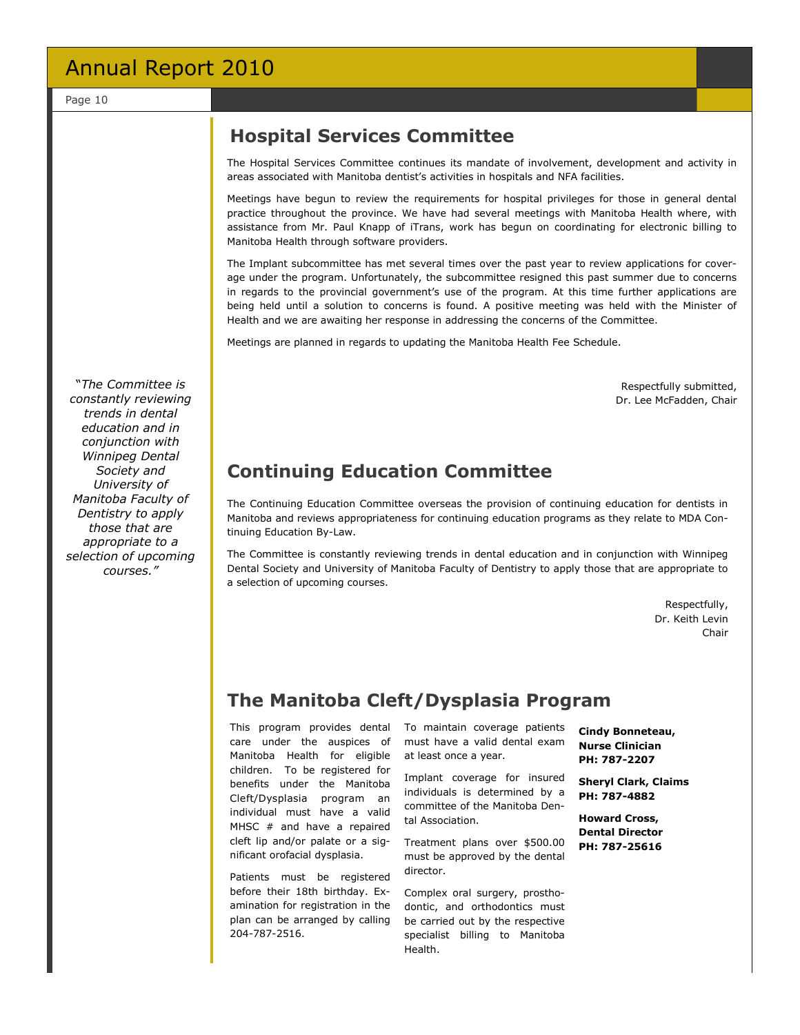## Hospital Services Committee

The Hospital Services Committee continues its mandate of involvement, development and activity in areas associated with Manitoba dentist's activities in hospitals and NFA facilities.

Meetings have begun to review the requirements for hospital privileges for those in general dental practice throughout the province. We have had several meetings with Manitoba Health where, with assistance from Mr. Paul Knapp of iTrans, work has begun on coordinating for electronic billing to Manitoba Health through software providers.

The Implant subcommittee has met several times over the past year to review applications for coverage under the program. Unfortunately, the subcommittee resigned this past summer due to concerns in regards to the provincial government's use of the program. At this time further applications are being held until a solution to concerns is found. A positive meeting was held with the Minister of Health and we are awaiting her response in addressing the concerns of the Committee.

Meetings are planned in regards to updating the Manitoba Health Fee Schedule.

Respectfully submitted,
Dr. Lee McFadden, Chair

*"The Committee is constantly reviewing trends in dental education and in conjunction with Winnipeg Dental Society and University of Manitoba Faculty of Dentistry to apply those that are appropriate to a selection of upcoming courses."*

## Continuing Education Committee

The Continuing Education Committee oversees the provision of continuing education for dentists in Manitoba and reviews appropriateness for continuing education programs as they relate to MDA Continuing Education By-Law.

The Committee is constantly reviewing trends in dental education and in conjunction with Winnipeg Dental Society and University of Manitoba Faculty of Dentistry to apply those that are appropriate to a selection of upcoming courses.

Respectfully,
Dr. Keith Levin
Chair

## The Manitoba Cleft/Dysplasia Program

This program provides dental care under the auspices of Manitoba Health for eligible children. To be registered for benefits under the Manitoba Cleft/Dysplasia program an individual must have a valid MHSC # and have a repaired cleft lip and/or palate or a significant orofacial dysplasia.

Patients must be registered before their 18th birthday. Examination for registration in the plan can be arranged by calling 204-787-2516.

To maintain coverage patients must have a valid dental exam at least once a year.

Implant coverage for insured individuals is determined by a committee of the Manitoba Dental Association.

Treatment plans over $500.00 must be approved by the dental director.

Complex oral surgery, prosthodontic, and orthodontics must be carried out by the respective specialist billing to Manitoba Health.

**Cindy Bonneteau, Nurse Clinician**
**PH: 787-2207**

**Sheryl Clark, Claims**
**PH: 787-4882**

**Howard Cross, Dental Director**
**PH: 787-25616**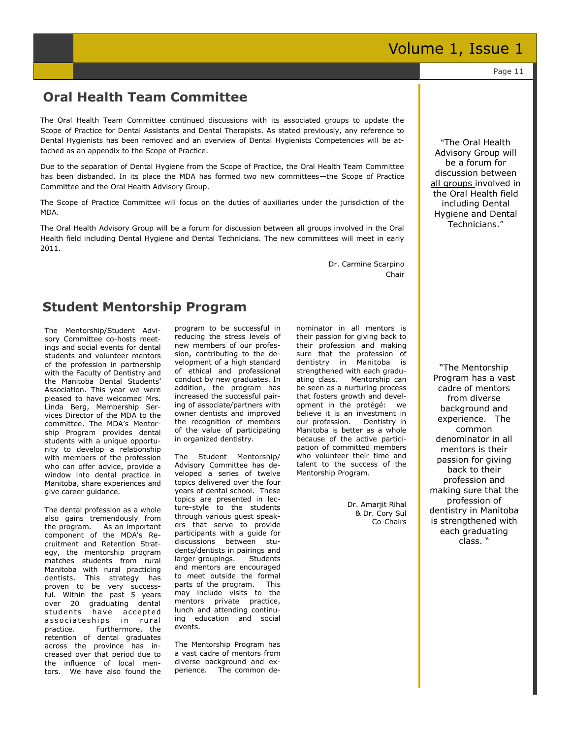## Oral Health Team Committee

The Oral Health Team Committee continued discussions with its associated groups to update the Scope of Practice for Dental Assistants and Dental Therapists. As stated previously, any reference to Dental Hygienists has been removed and an overview of Dental Hygienists Competencies will be attached as an appendix to the Scope of Practice.

Due to the separation of Dental Hygiene from the Scope of Practice, the Oral Health Team Committee has been disbanded. In its place the MDA has formed two new committees—the Scope of Practice Committee and the Oral Health Advisory Group.

The Scope of Practice Committee will focus on the duties of auxiliaries under the jurisdiction of the MDA.

The Oral Health Advisory Group will be a forum for discussion between all groups involved in the Oral Health field including Dental Hygiene and Dental Technicians. The new committees will meet in early 2011.

Dr. Carmine Scarpino
Chair

"The Oral Health Advisory Group will be a forum for discussion between all groups involved in the Oral Health field including Dental Hygiene and Dental Technicians."

## Student Mentorship Program

The Mentorship/Student Advisory Committee co-hosts meetings and social events for dental students and volunteer mentors of the profession in partnership with the Faculty of Dentistry and the Manitoba Dental Students' Association. This year we were pleased to have welcomed Mrs. Linda Berg, Membership Services Director of the MDA to the committee. The MDA's Mentorship Program provides dental students with a unique opportunity to develop a relationship with members of the profession who can offer advice, provide a window into dental practice in Manitoba, share experiences and give career guidance.

The dental profession as a whole also gains tremendously from the program. As an important component of the MDA's Recruitment and Retention Strategy, the mentorship program matches students from rural Manitoba with rural practicing dentists. This strategy has proven to be very successful. Within the past 5 years over 20 graduating dental students have accepted associateships in rural practice. Furthermore, the retention of dental graduates across the province has increased over that period due to the influence of local mentors. We have also found the program to be successful in reducing the stress levels of new members of our profession, contributing to the development of a high standard of ethical and professional conduct by new graduates. In addition, the program has increased the successful pairing of associate/partners with owner dentists and improved the recognition of members of the value of participating in organized dentistry.

The Student Mentorship/Advisory Committee has developed a series of twelve topics delivered over the four years of dental school. These topics are presented in lecture-style to the students through various guest speakers that serve to provide participants with a guide for discussions between students/dentists in pairings and larger groupings. Students and mentors are encouraged to meet outside the formal parts of the program. This may include visits to the mentors private practice, lunch and attending continuing education and social events.

The Mentorship Program has a vast cadre of mentors from diverse background and experience. The common denominator in all mentors is their passion for giving back to their profession and making sure that the profession of dentistry in Manitoba is strengthened with each graduating class. Mentorship can be seen as a nurturing process that fosters growth and development in the protégé: we believe it is an investment in our profession. Dentistry in Manitoba is better as a whole because of the active participation of committed members who volunteer their time and talent to the success of the Mentorship Program.

Dr. Amarjit Rihal
& Dr. Cory Sul
Co-Chairs

"The Mentorship Program has a vast cadre of mentors from diverse background and experience. The common denominator in all mentors is their passion for giving back to their profession and making sure that the profession of dentistry in Manitoba is strengthened with each graduating class."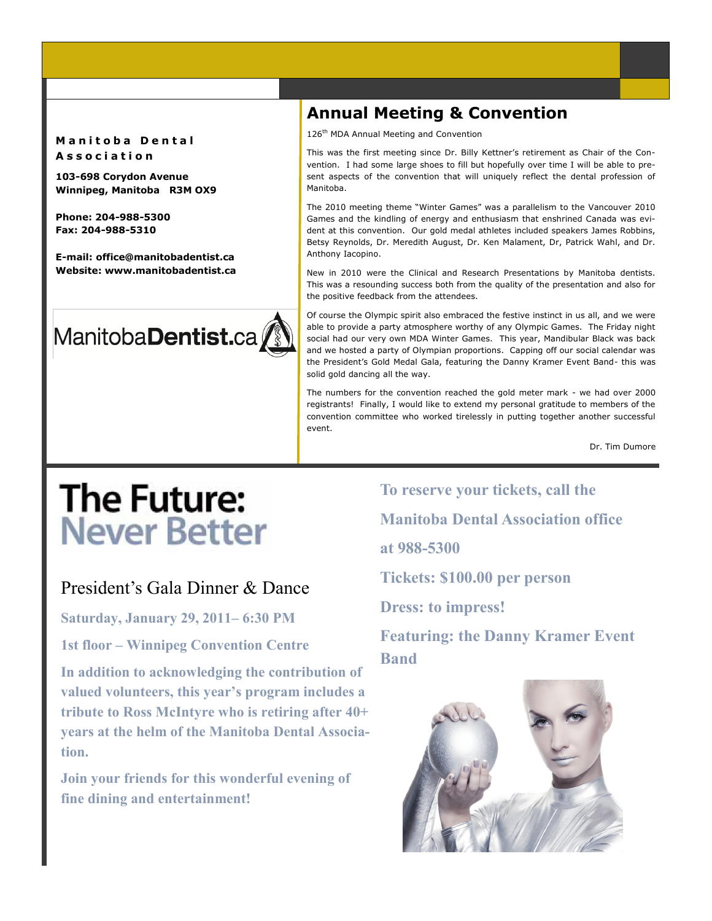**Manitoba Dental Association**

**103-698 Corydon Avenue**
**Winnipeg, Manitoba R3M OX9**

**Phone: 204-988-5300**
**Fax: 204-988-5310**

**E-mail: office@manitobadentist.ca**
**Website: www.manitobadentist.ca**

ManitobaDentist.ca

## Annual Meeting & Convention

126th MDA Annual Meeting and Convention

This was the first meeting since Dr. Billy Kettner's retirement as Chair of the Convention. I had some large shoes to fill but hopefully over time I will be able to present aspects of the convention that will uniquely reflect the dental profession of Manitoba.

The 2010 meeting theme "Winter Games" was a parallelism to the Vancouver 2010 Games and the kindling of energy and enthusiasm that enshrined Canada was evident at this convention. Our gold medal athletes included speakers James Robbins, Betsy Reynolds, Dr. Meredith August, Dr. Ken Malament, Dr, Patrick Wahl, and Dr. Anthony Iacopino.

New in 2010 were the Clinical and Research Presentations by Manitoba dentists. This was a resounding success both from the quality of the presentation and also for the positive feedback from the attendees.

Of course the Olympic spirit also embraced the festive instinct in us all, and we were able to provide a party atmosphere worthy of any Olympic Games. The Friday night social had our very own MDA Winter Games. This year, Mandibular Black was back and we hosted a party of Olympian proportions. Capping off our social calendar was the President's Gold Medal Gala, featuring the Danny Kramer Event Band- this was solid gold dancing all the way.

The numbers for the convention reached the gold meter mark - we had over 2000 registrants! Finally, I would like to extend my personal gratitude to members of the convention committee who worked tirelessly in putting together another successful event.

Dr. Tim Dumore

# The Future: Never Better

## President's Gala Dinner & Dance

**Saturday, January 29, 2011– 6:30 PM**

**1st floor – Winnipeg Convention Centre**

**In addition to acknowledging the contribution of valued volunteers, this year's program includes a tribute to Ross McIntyre who is retiring after 40+ years at the helm of the Manitoba Dental Association.**

**Join your friends for this wonderful evening of fine dining and entertainment!**

**To reserve your tickets, call the Manitoba Dental Association office at 988-5300**

**Tickets: $100.00 per person**

**Dress: to impress!**

**Featuring: the Danny Kramer Event Band**